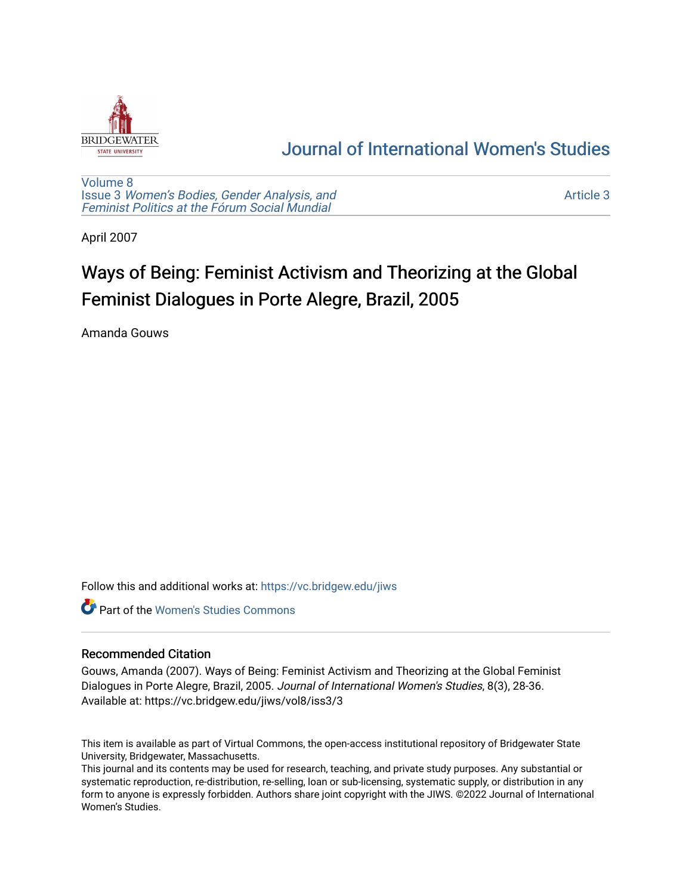# Journal of International Women's Studies

Volume 8
Issue 3 *Women's Bodies, Gender Analysis, and Feminist Politics at the Fórum Social Mundial*

Article 3

April 2007

## Ways of Being: Feminist Activism and Theorizing at the Global Feminist Dialogues in Porte Alegre, Brazil, 2005

Amanda Gouws

Follow this and additional works at: https://vc.bridgew.edu/jiws

Part of the Women's Studies Commons

### Recommended Citation

Gouws, Amanda (2007). Ways of Being: Feminist Activism and Theorizing at the Global Feminist Dialogues in Porte Alegre, Brazil, 2005. *Journal of International Women's Studies*, 8(3), 28-36.
Available at: https://vc.bridgew.edu/jiws/vol8/iss3/3

This item is available as part of Virtual Commons, the open-access institutional repository of Bridgewater State University, Bridgewater, Massachusetts.
This journal and its contents may be used for research, teaching, and private study purposes. Any substantial or systematic reproduction, re-distribution, re-selling, loan or sub-licensing, systematic supply, or distribution in any form to anyone is expressly forbidden. Authors share joint copyright with the JIWS. ©2022 Journal of International Women's Studies.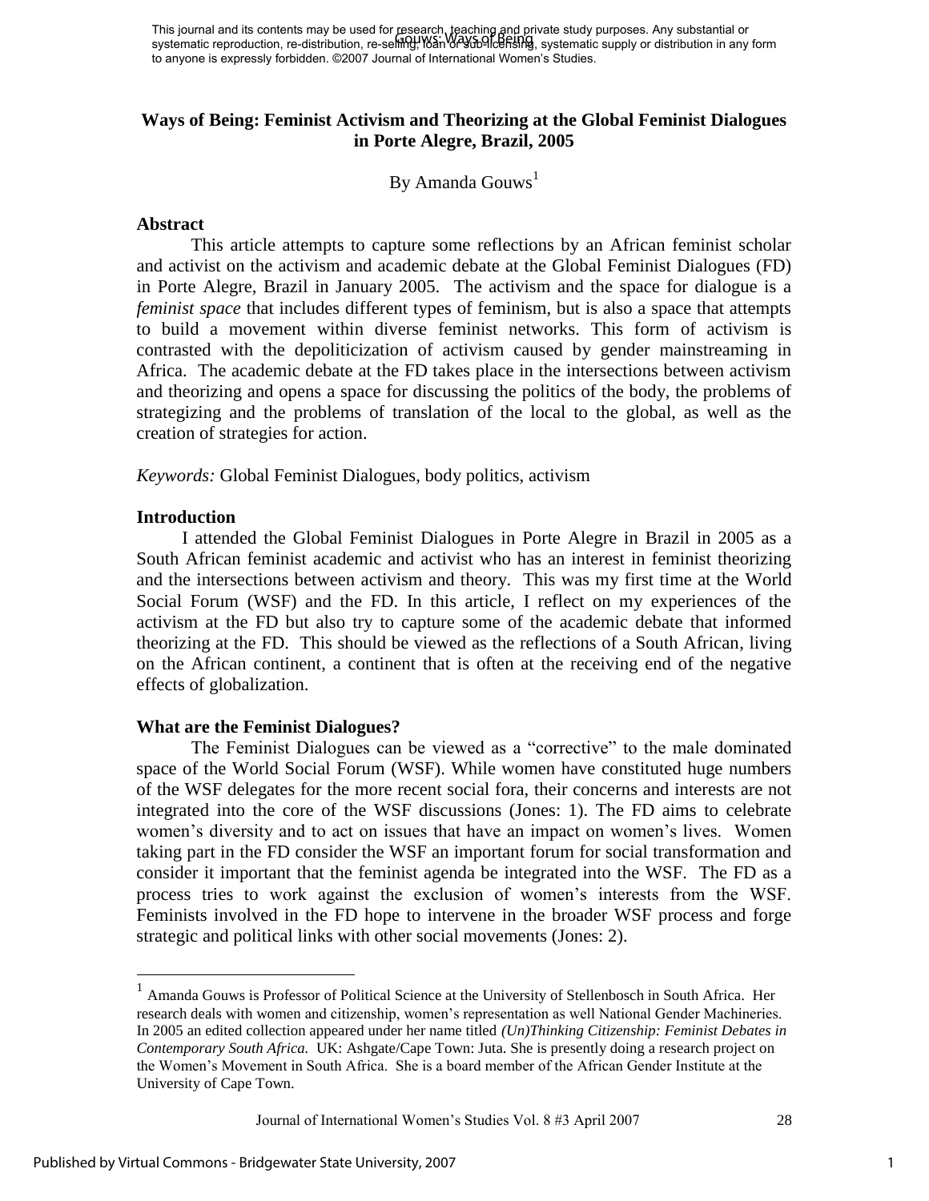# Ways of Being: Feminist Activism and Theorizing at the Global Feminist Dialogues in Porte Alegre, Brazil, 2005

By Amanda Gouws[1]

## Abstract

This article attempts to capture some reflections by an African feminist scholar and activist on the activism and academic debate at the Global Feminist Dialogues (FD) in Porte Alegre, Brazil in January 2005. The activism and the space for dialogue is a *feminist space* that includes different types of feminism, but is also a space that attempts to build a movement within diverse feminist networks. This form of activism is contrasted with the depoliticization of activism caused by gender mainstreaming in Africa. The academic debate at the FD takes place in the intersections between activism and theorizing and opens a space for discussing the politics of the body, the problems of strategizing and the problems of translation of the local to the global, as well as the creation of strategies for action.

*Keywords:* Global Feminist Dialogues, body politics, activism

## Introduction

I attended the Global Feminist Dialogues in Porte Alegre in Brazil in 2005 as a South African feminist academic and activist who has an interest in feminist theorizing and the intersections between activism and theory. This was my first time at the World Social Forum (WSF) and the FD. In this article, I reflect on my experiences of the activism at the FD but also try to capture some of the academic debate that informed theorizing at the FD. This should be viewed as the reflections of a South African, living on the African continent, a continent that is often at the receiving end of the negative effects of globalization.

## What are the Feminist Dialogues?

The Feminist Dialogues can be viewed as a "corrective" to the male dominated space of the World Social Forum (WSF). While women have constituted huge numbers of the WSF delegates for the more recent social fora, their concerns and interests are not integrated into the core of the WSF discussions (Jones: 1). The FD aims to celebrate women's diversity and to act on issues that have an impact on women's lives. Women taking part in the FD consider the WSF an important forum for social transformation and consider it important that the feminist agenda be integrated into the WSF. The FD as a process tries to work against the exclusion of women's interests from the WSF. Feminists involved in the FD hope to intervene in the broader WSF process and forge strategic and political links with other social movements (Jones: 2).

---

[1] Amanda Gouws is Professor of Political Science at the University of Stellenbosch in South Africa. Her research deals with women and citizenship, women's representation as well National Gender Machineries. In 2005 an edited collection appeared under her name titled *(Un)Thinking Citizenship: Feminist Debates in Contemporary South Africa.* UK: Ashgate/Cape Town: Juta. She is presently doing a research project on the Women's Movement in South Africa. She is a board member of the African Gender Institute at the University of Cape Town.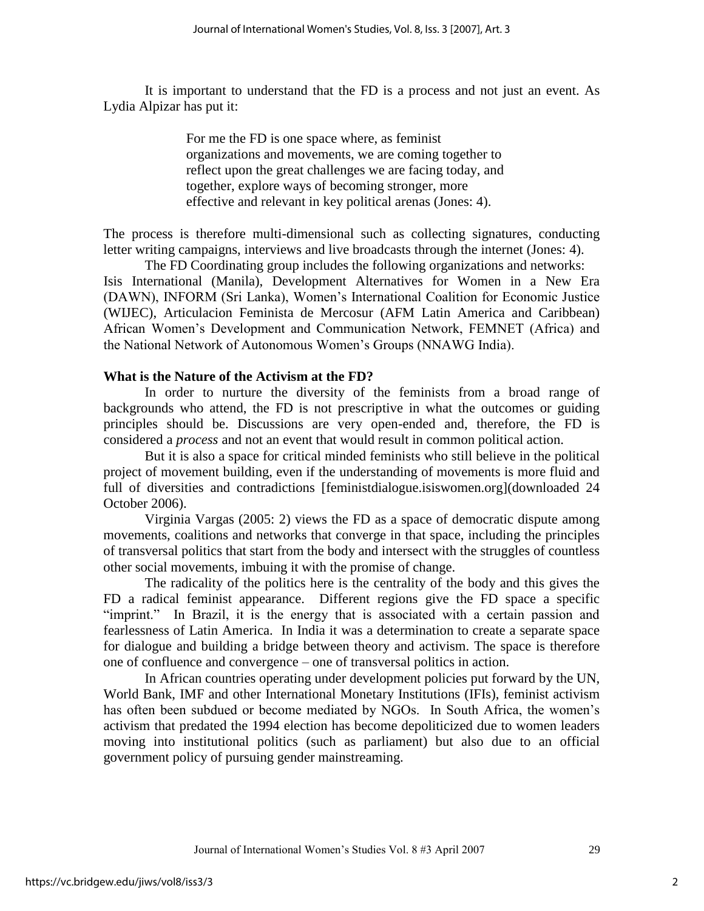It is important to understand that the FD is a process and not just an event. As Lydia Alpizar has put it:

> For me the FD is one space where, as feminist organizations and movements, we are coming together to reflect upon the great challenges we are facing today, and together, explore ways of becoming stronger, more effective and relevant in key political arenas (Jones: 4).

The process is therefore multi-dimensional such as collecting signatures, conducting letter writing campaigns, interviews and live broadcasts through the internet (Jones: 4).

The FD Coordinating group includes the following organizations and networks: Isis International (Manila), Development Alternatives for Women in a New Era (DAWN), INFORM (Sri Lanka), Women's International Coalition for Economic Justice (WIJEC), Articulacion Feminista de Mercosur (AFM Latin America and Caribbean) African Women's Development and Communication Network, FEMNET (Africa) and the National Network of Autonomous Women's Groups (NNAWG India).

**What is the Nature of the Activism at the FD?**

In order to nurture the diversity of the feminists from a broad range of backgrounds who attend, the FD is not prescriptive in what the outcomes or guiding principles should be. Discussions are very open-ended and, therefore, the FD is considered a *process* and not an event that would result in common political action.

But it is also a space for critical minded feminists who still believe in the political project of movement building, even if the understanding of movements is more fluid and full of diversities and contradictions [feministdialogue.isiswomen.org](downloaded 24 October 2006).

Virginia Vargas (2005: 2) views the FD as a space of democratic dispute among movements, coalitions and networks that converge in that space, including the principles of transversal politics that start from the body and intersect with the struggles of countless other social movements, imbuing it with the promise of change.

The radicality of the politics here is the centrality of the body and this gives the FD a radical feminist appearance. Different regions give the FD space a specific "imprint." In Brazil, it is the energy that is associated with a certain passion and fearlessness of Latin America. In India it was a determination to create a separate space for dialogue and building a bridge between theory and activism. The space is therefore one of confluence and convergence – one of transversal politics in action.

In African countries operating under development policies put forward by the UN, World Bank, IMF and other International Monetary Institutions (IFIs), feminist activism has often been subdued or become mediated by NGOs. In South Africa, the women's activism that predated the 1994 election has become depoliticized due to women leaders moving into institutional politics (such as parliament) but also due to an official government policy of pursuing gender mainstreaming.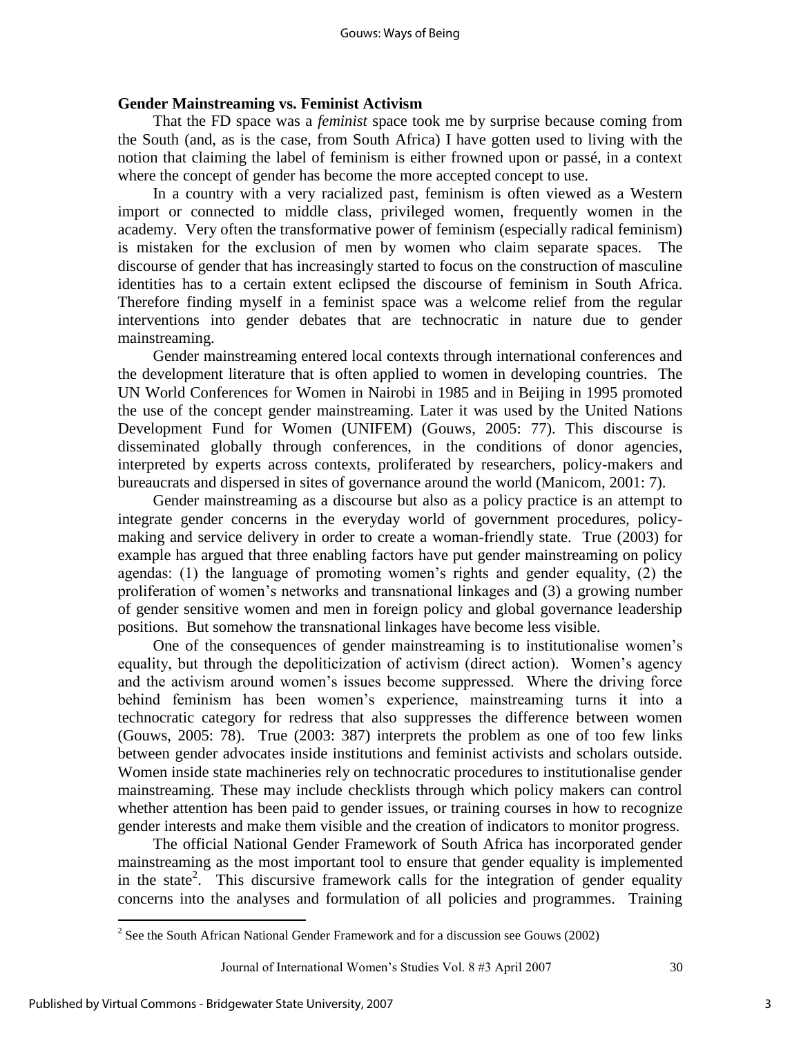## Gender Mainstreaming vs. Feminist Activism

That the FD space was a *feminist* space took me by surprise because coming from the South (and, as is the case, from South Africa) I have gotten used to living with the notion that claiming the label of feminism is either frowned upon or passé, in a context where the concept of gender has become the more accepted concept to use.

In a country with a very racialized past, feminism is often viewed as a Western import or connected to middle class, privileged women, frequently women in the academy. Very often the transformative power of feminism (especially radical feminism) is mistaken for the exclusion of men by women who claim separate spaces. The discourse of gender that has increasingly started to focus on the construction of masculine identities has to a certain extent eclipsed the discourse of feminism in South Africa. Therefore finding myself in a feminist space was a welcome relief from the regular interventions into gender debates that are technocratic in nature due to gender mainstreaming.

Gender mainstreaming entered local contexts through international conferences and the development literature that is often applied to women in developing countries. The UN World Conferences for Women in Nairobi in 1985 and in Beijing in 1995 promoted the use of the concept gender mainstreaming. Later it was used by the United Nations Development Fund for Women (UNIFEM) (Gouws, 2005: 77). This discourse is disseminated globally through conferences, in the conditions of donor agencies, interpreted by experts across contexts, proliferated by researchers, policy-makers and bureaucrats and dispersed in sites of governance around the world (Manicom, 2001: 7).

Gender mainstreaming as a discourse but also as a policy practice is an attempt to integrate gender concerns in the everyday world of government procedures, policy-making and service delivery in order to create a woman-friendly state. True (2003) for example has argued that three enabling factors have put gender mainstreaming on policy agendas: (1) the language of promoting women's rights and gender equality, (2) the proliferation of women's networks and transnational linkages and (3) a growing number of gender sensitive women and men in foreign policy and global governance leadership positions. But somehow the transnational linkages have become less visible.

One of the consequences of gender mainstreaming is to institutionalise women's equality, but through the depoliticization of activism (direct action). Women's agency and the activism around women's issues become suppressed. Where the driving force behind feminism has been women's experience, mainstreaming turns it into a technocratic category for redress that also suppresses the difference between women (Gouws, 2005: 78). True (2003: 387) interprets the problem as one of too few links between gender advocates inside institutions and feminist activists and scholars outside. Women inside state machineries rely on technocratic procedures to institutionalise gender mainstreaming. These may include checklists through which policy makers can control whether attention has been paid to gender issues, or training courses in how to recognize gender interests and make them visible and the creation of indicators to monitor progress.

The official National Gender Framework of South Africa has incorporated gender mainstreaming as the most important tool to ensure that gender equality is implemented in the state[2]. This discursive framework calls for the integration of gender equality concerns into the analyses and formulation of all policies and programmes. Training

[2] See the South African National Gender Framework and for a discussion see Gouws (2002)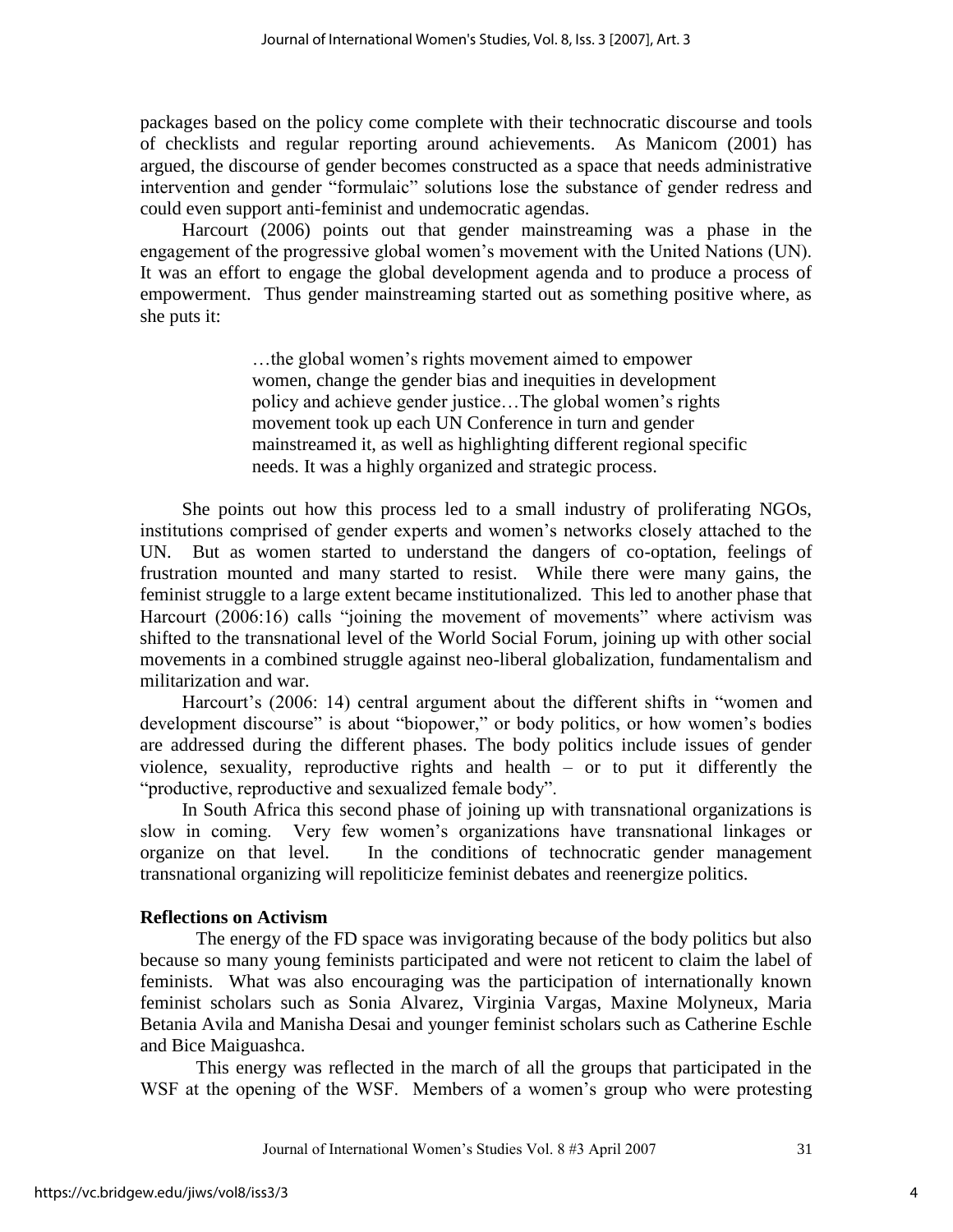packages based on the policy come complete with their technocratic discourse and tools of checklists and regular reporting around achievements. As Manicom (2001) has argued, the discourse of gender becomes constructed as a space that needs administrative intervention and gender "formulaic" solutions lose the substance of gender redress and could even support anti-feminist and undemocratic agendas.

Harcourt (2006) points out that gender mainstreaming was a phase in the engagement of the progressive global women's movement with the United Nations (UN). It was an effort to engage the global development agenda and to produce a process of empowerment. Thus gender mainstreaming started out as something positive where, as she puts it:

> …the global women's rights movement aimed to empower women, change the gender bias and inequities in development policy and achieve gender justice…The global women's rights movement took up each UN Conference in turn and gender mainstreamed it, as well as highlighting different regional specific needs. It was a highly organized and strategic process.

She points out how this process led to a small industry of proliferating NGOs, institutions comprised of gender experts and women's networks closely attached to the UN. But as women started to understand the dangers of co-optation, feelings of frustration mounted and many started to resist. While there were many gains, the feminist struggle to a large extent became institutionalized. This led to another phase that Harcourt (2006:16) calls "joining the movement of movements" where activism was shifted to the transnational level of the World Social Forum, joining up with other social movements in a combined struggle against neo-liberal globalization, fundamentalism and militarization and war.

Harcourt's (2006: 14) central argument about the different shifts in "women and development discourse" is about "biopower," or body politics, or how women's bodies are addressed during the different phases. The body politics include issues of gender violence, sexuality, reproductive rights and health – or to put it differently the "productive, reproductive and sexualized female body".

In South Africa this second phase of joining up with transnational organizations is slow in coming. Very few women's organizations have transnational linkages or organize on that level. In the conditions of technocratic gender management transnational organizing will repoliticize feminist debates and reenergize politics.

**Reflections on Activism**

The energy of the FD space was invigorating because of the body politics but also because so many young feminists participated and were not reticent to claim the label of feminists. What was also encouraging was the participation of internationally known feminist scholars such as Sonia Alvarez, Virginia Vargas, Maxine Molyneux, Maria Betania Avila and Manisha Desai and younger feminist scholars such as Catherine Eschle and Bice Maiguashca.

This energy was reflected in the march of all the groups that participated in the WSF at the opening of the WSF. Members of a women's group who were protesting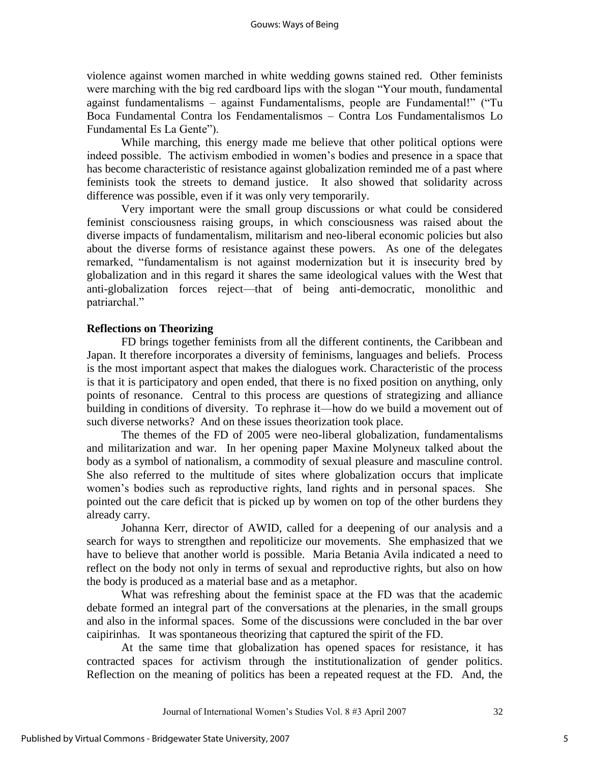violence against women marched in white wedding gowns stained red. Other feminists were marching with the big red cardboard lips with the slogan "Your mouth, fundamental against fundamentalisms – against Fundamentalisms, people are Fundamental!" ("Tu Boca Fundamental Contra los Fendamentalismos – Contra Los Fundamentalismos Lo Fundamental Es La Gente").

While marching, this energy made me believe that other political options were indeed possible. The activism embodied in women's bodies and presence in a space that has become characteristic of resistance against globalization reminded me of a past where feminists took the streets to demand justice. It also showed that solidarity across difference was possible, even if it was only very temporarily.

Very important were the small group discussions or what could be considered feminist consciousness raising groups, in which consciousness was raised about the diverse impacts of fundamentalism, militarism and neo-liberal economic policies but also about the diverse forms of resistance against these powers. As one of the delegates remarked, "fundamentalism is not against modernization but it is insecurity bred by globalization and in this regard it shares the same ideological values with the West that anti-globalization forces reject—that of being anti-democratic, monolithic and patriarchal."

**Reflections on Theorizing**

FD brings together feminists from all the different continents, the Caribbean and Japan. It therefore incorporates a diversity of feminisms, languages and beliefs. Process is the most important aspect that makes the dialogues work. Characteristic of the process is that it is participatory and open ended, that there is no fixed position on anything, only points of resonance. Central to this process are questions of strategizing and alliance building in conditions of diversity. To rephrase it—how do we build a movement out of such diverse networks? And on these issues theorization took place.

The themes of the FD of 2005 were neo-liberal globalization, fundamentalisms and militarization and war. In her opening paper Maxine Molyneux talked about the body as a symbol of nationalism, a commodity of sexual pleasure and masculine control. She also referred to the multitude of sites where globalization occurs that implicate women's bodies such as reproductive rights, land rights and in personal spaces. She pointed out the care deficit that is picked up by women on top of the other burdens they already carry.

Johanna Kerr, director of AWID, called for a deepening of our analysis and a search for ways to strengthen and repoliticize our movements. She emphasized that we have to believe that another world is possible. Maria Betania Avila indicated a need to reflect on the body not only in terms of sexual and reproductive rights, but also on how the body is produced as a material base and as a metaphor.

What was refreshing about the feminist space at the FD was that the academic debate formed an integral part of the conversations at the plenaries, in the small groups and also in the informal spaces. Some of the discussions were concluded in the bar over caipirinhas. It was spontaneous theorizing that captured the spirit of the FD.

At the same time that globalization has opened spaces for resistance, it has contracted spaces for activism through the institutionalization of gender politics. Reflection on the meaning of politics has been a repeated request at the FD. And, the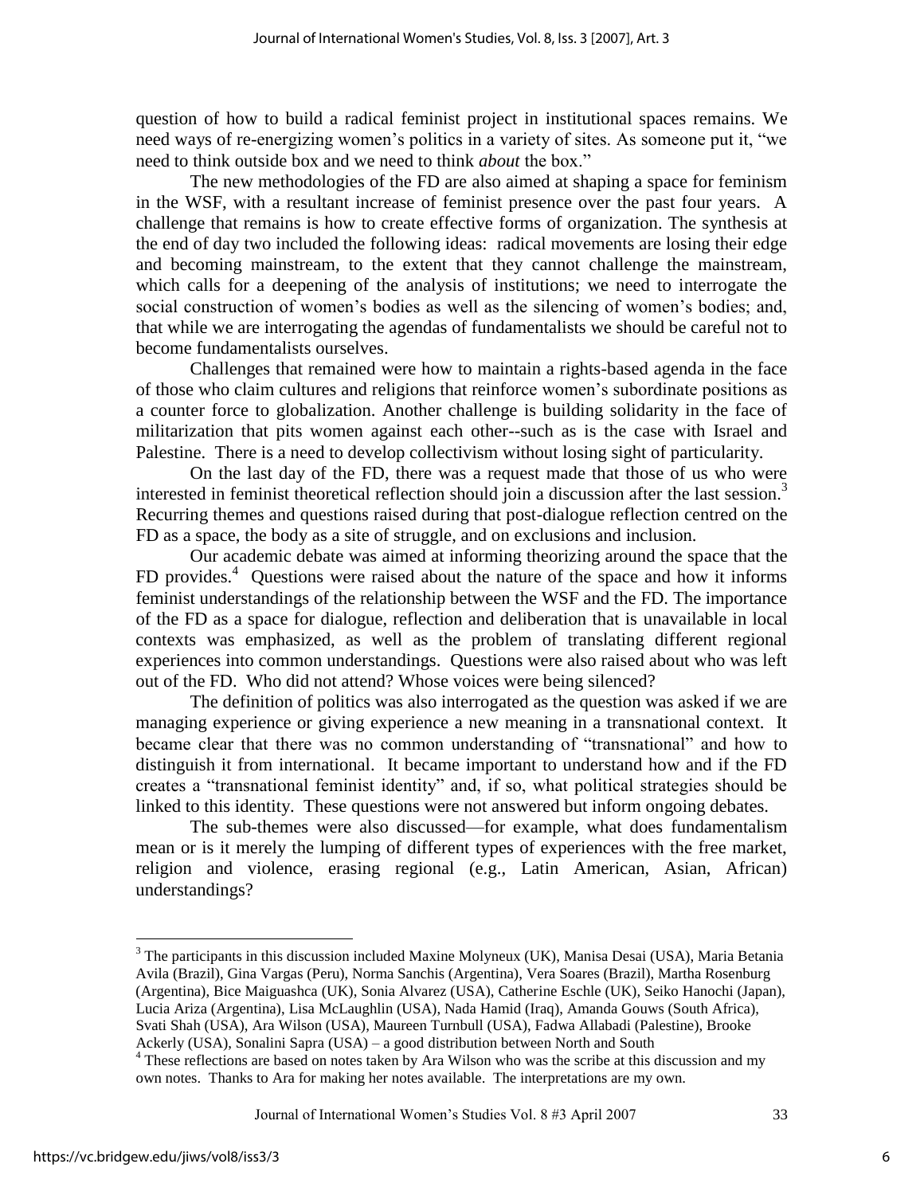question of how to build a radical feminist project in institutional spaces remains. We need ways of re-energizing women's politics in a variety of sites. As someone put it, "we need to think outside box and we need to think *about* the box."

The new methodologies of the FD are also aimed at shaping a space for feminism in the WSF, with a resultant increase of feminist presence over the past four years. A challenge that remains is how to create effective forms of organization. The synthesis at the end of day two included the following ideas: radical movements are losing their edge and becoming mainstream, to the extent that they cannot challenge the mainstream, which calls for a deepening of the analysis of institutions; we need to interrogate the social construction of women's bodies as well as the silencing of women's bodies; and, that while we are interrogating the agendas of fundamentalists we should be careful not to become fundamentalists ourselves.

Challenges that remained were how to maintain a rights-based agenda in the face of those who claim cultures and religions that reinforce women's subordinate positions as a counter force to globalization. Another challenge is building solidarity in the face of militarization that pits women against each other--such as is the case with Israel and Palestine. There is a need to develop collectivism without losing sight of particularity.

On the last day of the FD, there was a request made that those of us who were interested in feminist theoretical reflection should join a discussion after the last session.[3] Recurring themes and questions raised during that post-dialogue reflection centred on the FD as a space, the body as a site of struggle, and on exclusions and inclusion.

Our academic debate was aimed at informing theorizing around the space that the FD provides.[4] Questions were raised about the nature of the space and how it informs feminist understandings of the relationship between the WSF and the FD. The importance of the FD as a space for dialogue, reflection and deliberation that is unavailable in local contexts was emphasized, as well as the problem of translating different regional experiences into common understandings. Questions were also raised about who was left out of the FD. Who did not attend? Whose voices were being silenced?

The definition of politics was also interrogated as the question was asked if we are managing experience or giving experience a new meaning in a transnational context. It became clear that there was no common understanding of "transnational" and how to distinguish it from international. It became important to understand how and if the FD creates a "transnational feminist identity" and, if so, what political strategies should be linked to this identity. These questions were not answered but inform ongoing debates.

The sub-themes were also discussed—for example, what does fundamentalism mean or is it merely the lumping of different types of experiences with the free market, religion and violence, erasing regional (e.g., Latin American, Asian, African) understandings?

---

[3] The participants in this discussion included Maxine Molyneux (UK), Manisa Desai (USA), Maria Betania Avila (Brazil), Gina Vargas (Peru), Norma Sanchis (Argentina), Vera Soares (Brazil), Martha Rosenburg (Argentina), Bice Maiguashca (UK), Sonia Alvarez (USA), Catherine Eschle (UK), Seiko Hanochi (Japan), Lucia Ariza (Argentina), Lisa McLaughlin (USA), Nada Hamid (Iraq), Amanda Gouws (South Africa), Svati Shah (USA), Ara Wilson (USA), Maureen Turnbull (USA), Fadwa Allabadi (Palestine), Brooke Ackerly (USA), Sonalini Sapra (USA) – a good distribution between North and South

[4] These reflections are based on notes taken by Ara Wilson who was the scribe at this discussion and my own notes. Thanks to Ara for making her notes available. The interpretations are my own.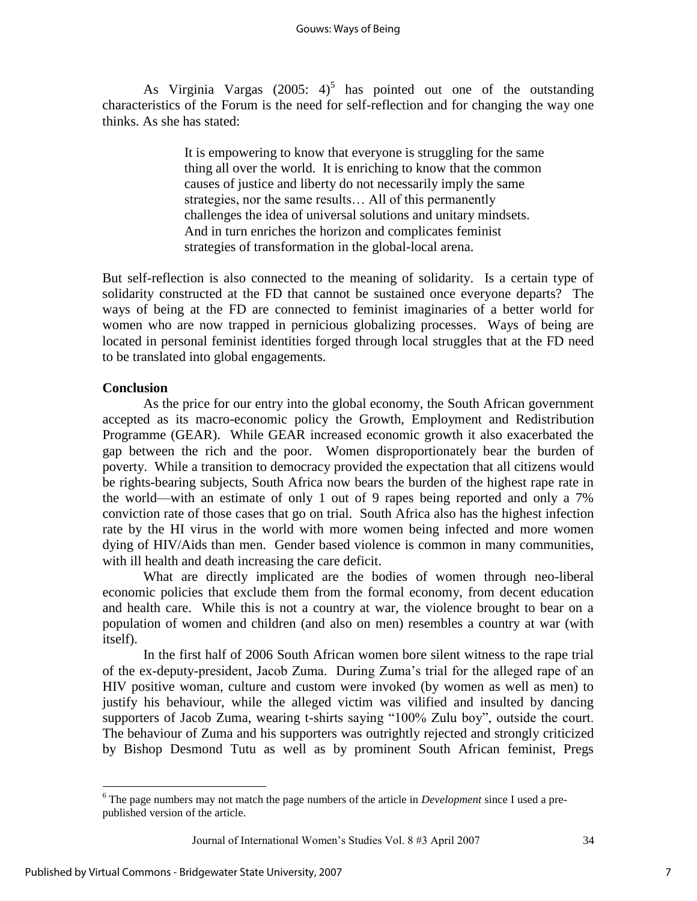As Virginia Vargas (2005: 4)[5] has pointed out one of the outstanding characteristics of the Forum is the need for self-reflection and for changing the way one thinks. As she has stated:

> It is empowering to know that everyone is struggling for the same thing all over the world. It is enriching to know that the common causes of justice and liberty do not necessarily imply the same strategies, nor the same results… All of this permanently challenges the idea of universal solutions and unitary mindsets. And in turn enriches the horizon and complicates feminist strategies of transformation in the global-local arena.

But self-reflection is also connected to the meaning of solidarity. Is a certain type of solidarity constructed at the FD that cannot be sustained once everyone departs? The ways of being at the FD are connected to feminist imaginaries of a better world for women who are now trapped in pernicious globalizing processes. Ways of being are located in personal feminist identities forged through local struggles that at the FD need to be translated into global engagements.

**Conclusion**

As the price for our entry into the global economy, the South African government accepted as its macro-economic policy the Growth, Employment and Redistribution Programme (GEAR). While GEAR increased economic growth it also exacerbated the gap between the rich and the poor. Women disproportionately bear the burden of poverty. While a transition to democracy provided the expectation that all citizens would be rights-bearing subjects, South Africa now bears the burden of the highest rape rate in the world—with an estimate of only 1 out of 9 rapes being reported and only a 7% conviction rate of those cases that go on trial. South Africa also has the highest infection rate by the HI virus in the world with more women being infected and more women dying of HIV/Aids than men. Gender based violence is common in many communities, with ill health and death increasing the care deficit.

What are directly implicated are the bodies of women through neo-liberal economic policies that exclude them from the formal economy, from decent education and health care. While this is not a country at war, the violence brought to bear on a population of women and children (and also on men) resembles a country at war (with itself).

In the first half of 2006 South African women bore silent witness to the rape trial of the ex-deputy-president, Jacob Zuma. During Zuma's trial for the alleged rape of an HIV positive woman, culture and custom were invoked (by women as well as men) to justify his behaviour, while the alleged victim was vilified and insulted by dancing supporters of Jacob Zuma, wearing t-shirts saying "100% Zulu boy", outside the court. The behaviour of Zuma and his supporters was outrightly rejected and strongly criticized by Bishop Desmond Tutu as well as by prominent South African feminist, Pregs

---

[6] The page numbers may not match the page numbers of the article in *Development* since I used a pre-published version of the article.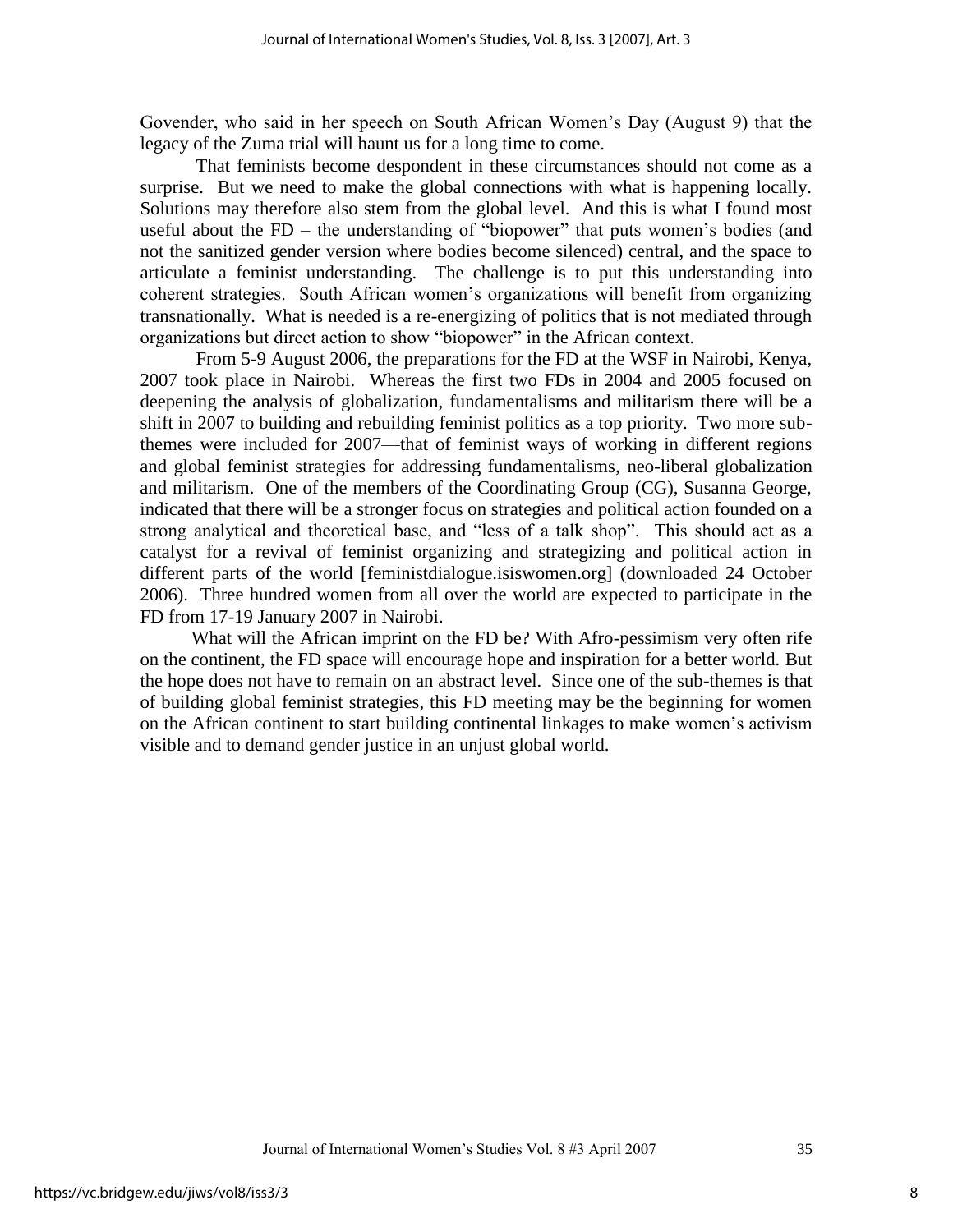Govender, who said in her speech on South African Women's Day (August 9) that the legacy of the Zuma trial will haunt us for a long time to come.

That feminists become despondent in these circumstances should not come as a surprise. But we need to make the global connections with what is happening locally. Solutions may therefore also stem from the global level. And this is what I found most useful about the FD – the understanding of "biopower" that puts women's bodies (and not the sanitized gender version where bodies become silenced) central, and the space to articulate a feminist understanding. The challenge is to put this understanding into coherent strategies. South African women's organizations will benefit from organizing transnationally. What is needed is a re-energizing of politics that is not mediated through organizations but direct action to show "biopower" in the African context.

From 5-9 August 2006, the preparations for the FD at the WSF in Nairobi, Kenya, 2007 took place in Nairobi. Whereas the first two FDs in 2004 and 2005 focused on deepening the analysis of globalization, fundamentalisms and militarism there will be a shift in 2007 to building and rebuilding feminist politics as a top priority. Two more sub-themes were included for 2007—that of feminist ways of working in different regions and global feminist strategies for addressing fundamentalisms, neo-liberal globalization and militarism. One of the members of the Coordinating Group (CG), Susanna George, indicated that there will be a stronger focus on strategies and political action founded on a strong analytical and theoretical base, and "less of a talk shop". This should act as a catalyst for a revival of feminist organizing and strategizing and political action in different parts of the world [feministdialogue.isiswomen.org] (downloaded 24 October 2006). Three hundred women from all over the world are expected to participate in the FD from 17-19 January 2007 in Nairobi.

What will the African imprint on the FD be? With Afro-pessimism very often rife on the continent, the FD space will encourage hope and inspiration for a better world. But the hope does not have to remain on an abstract level. Since one of the sub-themes is that of building global feminist strategies, this FD meeting may be the beginning for women on the African continent to start building continental linkages to make women's activism visible and to demand gender justice in an unjust global world.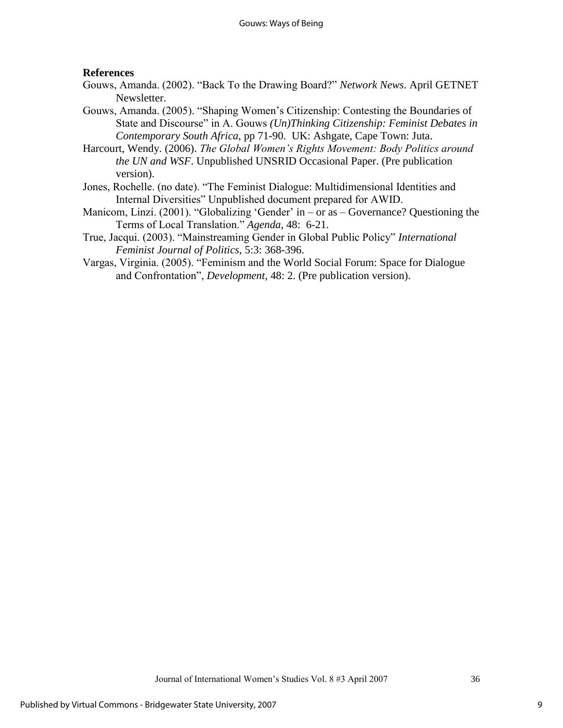**References**

Gouws, Amanda. (2002). "Back To the Drawing Board?" *Network News*. April GETNET Newsletter.

Gouws, Amanda. (2005). "Shaping Women's Citizenship: Contesting the Boundaries of State and Discourse" in A. Gouws *(Un)Thinking Citizenship: Feminist Debates in Contemporary South Africa*, pp 71-90. UK: Ashgate, Cape Town: Juta.

Harcourt, Wendy. (2006). *The Global Women's Rights Movement: Body Politics around the UN and WSF*. Unpublished UNSRID Occasional Paper. (Pre publication version).

Jones, Rochelle. (no date). "The Feminist Dialogue: Multidimensional Identities and Internal Diversities" Unpublished document prepared for AWID.

Manicom, Linzi. (2001). "Globalizing 'Gender' in – or as – Governance? Questioning the Terms of Local Translation." *Agenda*, 48: 6-21.

True, Jacqui. (2003). "Mainstreaming Gender in Global Public Policy" *International Feminist Journal of Politics,* 5:3: 368-396.

Vargas, Virginia. (2005). "Feminism and the World Social Forum: Space for Dialogue and Confrontation", *Development,* 48: 2. (Pre publication version).